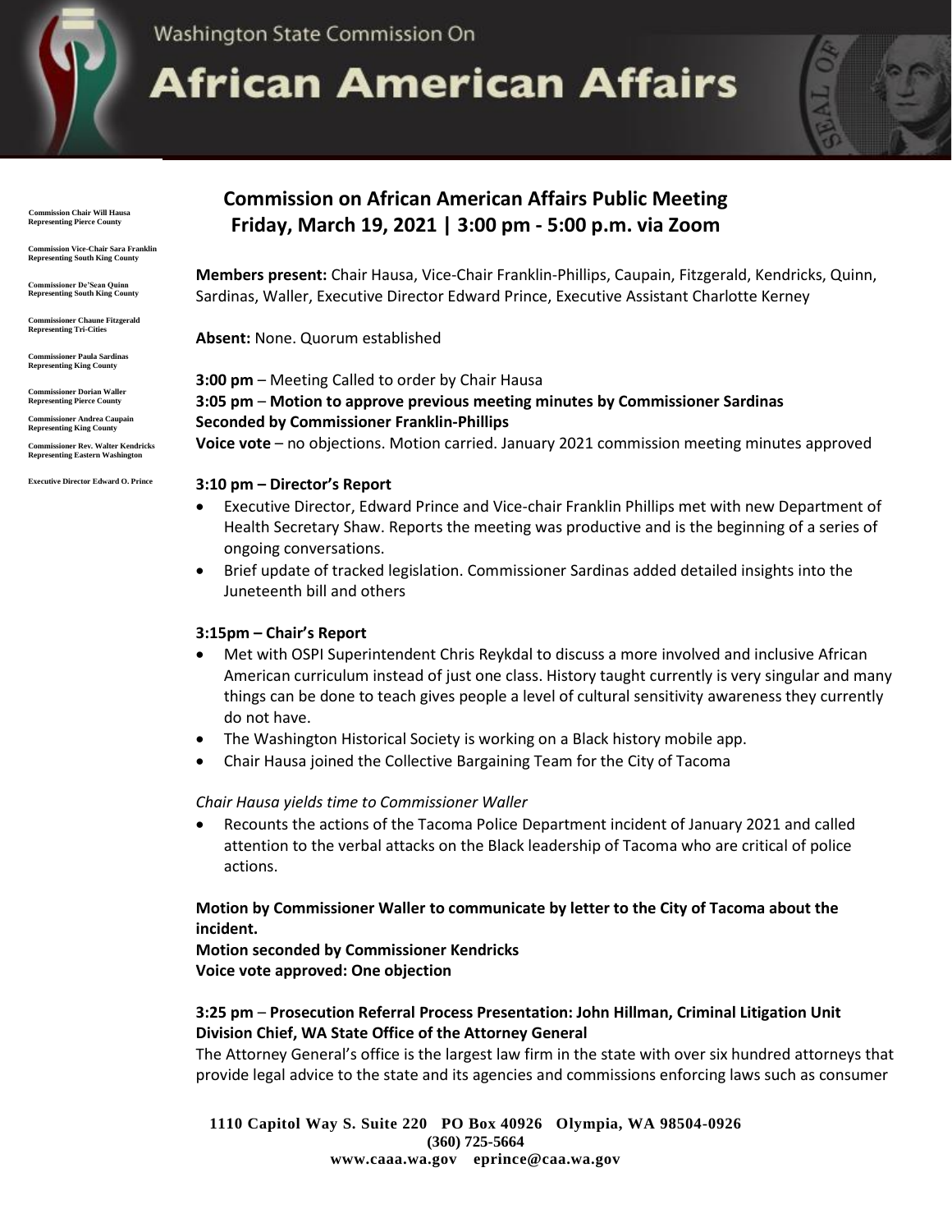Washington State Commission On

# African American Affairs

Commission Chair Will Hausa
Representing Pierce County

Commission Vice-Chair Sara Franklin
Representing South King County

Commissioner De'Sean Quinn
Representing South King County

Commissioner Chaune Fitzgerald
Representing Tri-Cities

Commissioner Paula Sardinas
Representing King County

Commissioner Dorian Waller
Representing Pierce County

Commissioner Andrea Caupain
Representing King County

Commissioner Rev. Walter Kendricks
Representing Eastern Washington

Executive Director Edward O. Prince

## Commission on African American Affairs Public Meeting
## Friday, March 19, 2021 | 3:00 pm - 5:00 p.m. via Zoom

**Members present:** Chair Hausa, Vice-Chair Franklin-Phillips, Caupain, Fitzgerald, Kendricks, Quinn, Sardinas, Waller, Executive Director Edward Prince, Executive Assistant Charlotte Kerney

**Absent:** None. Quorum established

**3:00 pm** – Meeting Called to order by Chair Hausa
**3:05 pm** – **Motion to approve previous meeting minutes by Commissioner Sardinas**
**Seconded by Commissioner Franklin-Phillips**
**Voice vote** – no objections. Motion carried. January 2021 commission meeting minutes approved

**3:10 pm – Director's Report**

- Executive Director, Edward Prince and Vice-chair Franklin Phillips met with new Department of Health Secretary Shaw. Reports the meeting was productive and is the beginning of a series of ongoing conversations.
- Brief update of tracked legislation. Commissioner Sardinas added detailed insights into the Juneteenth bill and others

**3:15pm – Chair's Report**

- Met with OSPI Superintendent Chris Reykdal to discuss a more involved and inclusive African American curriculum instead of just one class. History taught currently is very singular and many things can be done to teach gives people a level of cultural sensitivity awareness they currently do not have.
- The Washington Historical Society is working on a Black history mobile app.
- Chair Hausa joined the Collective Bargaining Team for the City of Tacoma

*Chair Hausa yields time to Commissioner Waller*

- Recounts the actions of the Tacoma Police Department incident of January 2021 and called attention to the verbal attacks on the Black leadership of Tacoma who are critical of police actions.

**Motion by Commissioner Waller to communicate by letter to the City of Tacoma about the incident.**
**Motion seconded by Commissioner Kendricks**
**Voice vote approved: One objection**

**3:25 pm** – **Prosecution Referral Process Presentation: John Hillman, Criminal Litigation Unit Division Chief, WA State Office of the Attorney General**
The Attorney General's office is the largest law firm in the state with over six hundred attorneys that provide legal advice to the state and its agencies and commissions enforcing laws such as consumer

1110 Capitol Way S. Suite 220 PO Box 40926 Olympia, WA 98504-0926
(360) 725-5664
www.caaa.wa.gov eprince@caa.wa.gov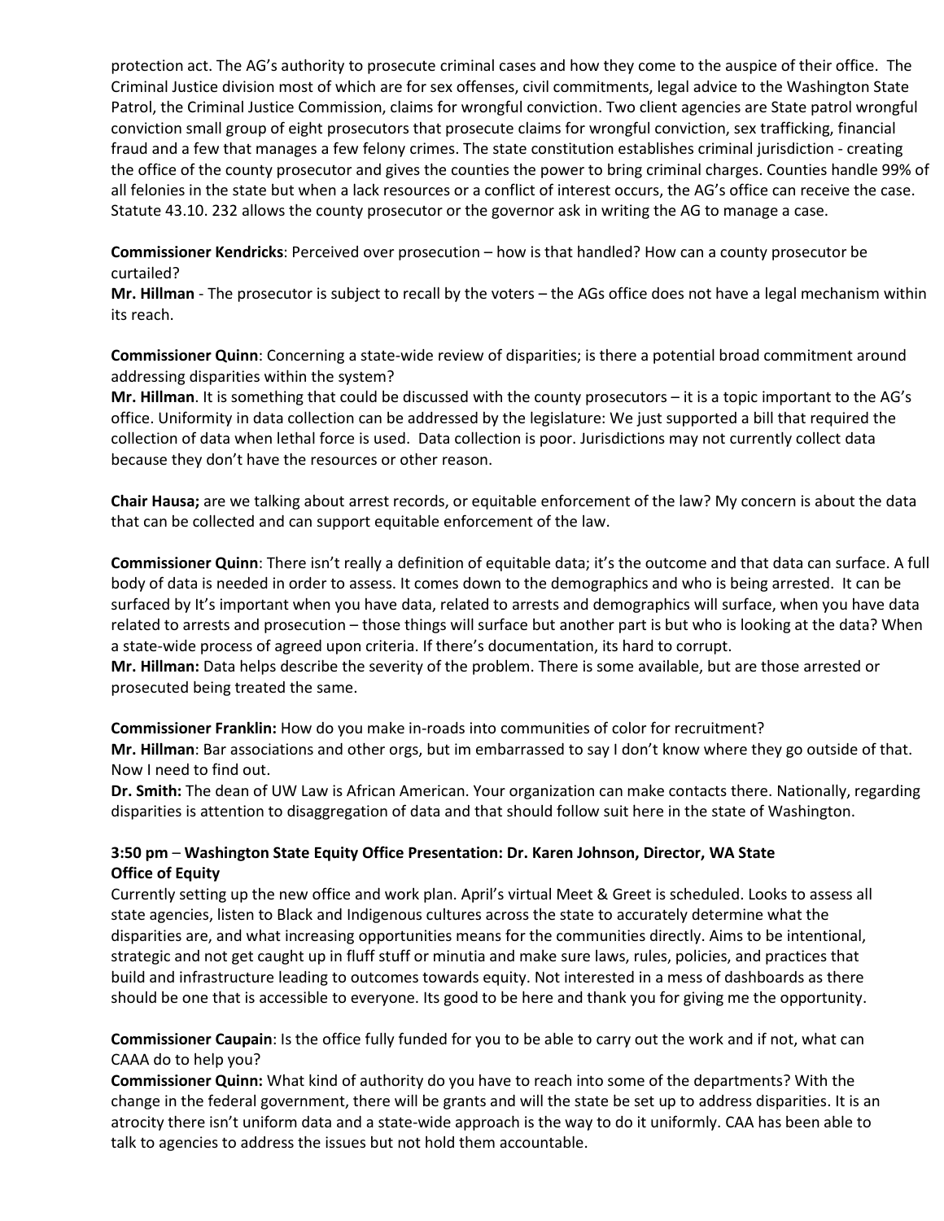protection act. The AG's authority to prosecute criminal cases and how they come to the auspice of their office. The Criminal Justice division most of which are for sex offenses, civil commitments, legal advice to the Washington State Patrol, the Criminal Justice Commission, claims for wrongful conviction. Two client agencies are State patrol wrongful conviction small group of eight prosecutors that prosecute claims for wrongful conviction, sex trafficking, financial fraud and a few that manages a few felony crimes. The state constitution establishes criminal jurisdiction - creating the office of the county prosecutor and gives the counties the power to bring criminal charges. Counties handle 99% of all felonies in the state but when a lack resources or a conflict of interest occurs, the AG's office can receive the case. Statute 43.10. 232 allows the county prosecutor or the governor ask in writing the AG to manage a case.

**Commissioner Kendricks**: Perceived over prosecution – how is that handled? How can a county prosecutor be curtailed?
**Mr. Hillman** - The prosecutor is subject to recall by the voters – the AGs office does not have a legal mechanism within its reach.

**Commissioner Quinn**: Concerning a state-wide review of disparities; is there a potential broad commitment around addressing disparities within the system?
**Mr. Hillman**. It is something that could be discussed with the county prosecutors – it is a topic important to the AG's office. Uniformity in data collection can be addressed by the legislature: We just supported a bill that required the collection of data when lethal force is used. Data collection is poor. Jurisdictions may not currently collect data because they don't have the resources or other reason.

**Chair Hausa;** are we talking about arrest records, or equitable enforcement of the law? My concern is about the data that can be collected and can support equitable enforcement of the law.

**Commissioner Quinn**: There isn't really a definition of equitable data; it's the outcome and that data can surface. A full body of data is needed in order to assess. It comes down to the demographics and who is being arrested. It can be surfaced by It's important when you have data, related to arrests and demographics will surface, when you have data related to arrests and prosecution – those things will surface but another part is but who is looking at the data? When a state-wide process of agreed upon criteria. If there's documentation, its hard to corrupt.
**Mr. Hillman:** Data helps describe the severity of the problem. There is some available, but are those arrested or prosecuted being treated the same.

**Commissioner Franklin:** How do you make in-roads into communities of color for recruitment?
**Mr. Hillman**: Bar associations and other orgs, but im embarrassed to say I don't know where they go outside of that. Now I need to find out.
**Dr. Smith:** The dean of UW Law is African American. Your organization can make contacts there. Nationally, regarding disparities is attention to disaggregation of data and that should follow suit here in the state of Washington.

**3:50 pm** – **Washington State Equity Office Presentation: Dr. Karen Johnson, Director, WA State Office of Equity**

Currently setting up the new office and work plan. April's virtual Meet & Greet is scheduled. Looks to assess all state agencies, listen to Black and Indigenous cultures across the state to accurately determine what the disparities are, and what increasing opportunities means for the communities directly. Aims to be intentional, strategic and not get caught up in fluff stuff or minutia and make sure laws, rules, policies, and practices that build and infrastructure leading to outcomes towards equity. Not interested in a mess of dashboards as there should be one that is accessible to everyone. Its good to be here and thank you for giving me the opportunity.

**Commissioner Caupain**: Is the office fully funded for you to be able to carry out the work and if not, what can CAAA do to help you?
**Commissioner Quinn:** What kind of authority do you have to reach into some of the departments? With the change in the federal government, there will be grants and will the state be set up to address disparities. It is an atrocity there isn't uniform data and a state-wide approach is the way to do it uniformly. CAA has been able to talk to agencies to address the issues but not hold them accountable.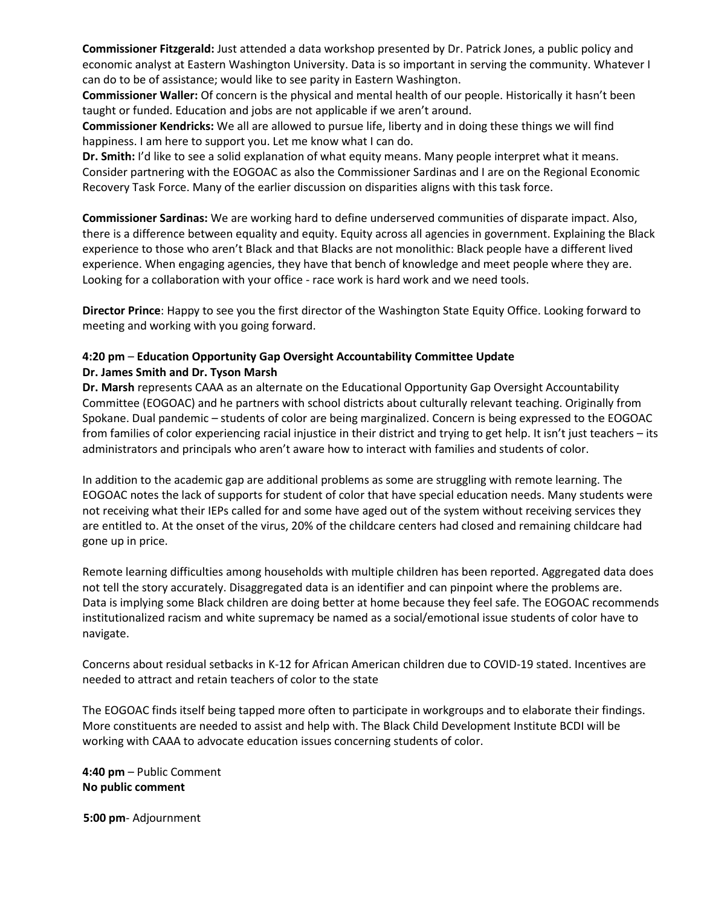**Commissioner Fitzgerald:** Just attended a data workshop presented by Dr. Patrick Jones, a public policy and economic analyst at Eastern Washington University. Data is so important in serving the community. Whatever I can do to be of assistance; would like to see parity in Eastern Washington.

**Commissioner Waller:** Of concern is the physical and mental health of our people. Historically it hasn't been taught or funded. Education and jobs are not applicable if we aren't around.

**Commissioner Kendricks:** We all are allowed to pursue life, liberty and in doing these things we will find happiness. I am here to support you. Let me know what I can do.

**Dr. Smith:** I'd like to see a solid explanation of what equity means. Many people interpret what it means. Consider partnering with the EOGOAC as also the Commissioner Sardinas and I are on the Regional Economic Recovery Task Force. Many of the earlier discussion on disparities aligns with this task force.

**Commissioner Sardinas:** We are working hard to define underserved communities of disparate impact. Also, there is a difference between equality and equity. Equity across all agencies in government. Explaining the Black experience to those who aren't Black and that Blacks are not monolithic: Black people have a different lived experience. When engaging agencies, they have that bench of knowledge and meet people where they are. Looking for a collaboration with your office - race work is hard work and we need tools.

**Director Prince**: Happy to see you the first director of the Washington State Equity Office. Looking forward to meeting and working with you going forward.

**4:20 pm** – **Education Opportunity Gap Oversight Accountability Committee Update**
**Dr. James Smith and Dr. Tyson Marsh**

**Dr. Marsh** represents CAAA as an alternate on the Educational Opportunity Gap Oversight Accountability Committee (EOGOAC) and he partners with school districts about culturally relevant teaching. Originally from Spokane. Dual pandemic – students of color are being marginalized. Concern is being expressed to the EOGOAC from families of color experiencing racial injustice in their district and trying to get help. It isn't just teachers – its administrators and principals who aren't aware how to interact with families and students of color.

In addition to the academic gap are additional problems as some are struggling with remote learning. The EOGOAC notes the lack of supports for student of color that have special education needs. Many students were not receiving what their IEPs called for and some have aged out of the system without receiving services they are entitled to. At the onset of the virus, 20% of the childcare centers had closed and remaining childcare had gone up in price.

Remote learning difficulties among households with multiple children has been reported. Aggregated data does not tell the story accurately. Disaggregated data is an identifier and can pinpoint where the problems are. Data is implying some Black children are doing better at home because they feel safe. The EOGOAC recommends institutionalized racism and white supremacy be named as a social/emotional issue students of color have to navigate.

Concerns about residual setbacks in K-12 for African American children due to COVID-19 stated. Incentives are needed to attract and retain teachers of color to the state

The EOGOAC finds itself being tapped more often to participate in workgroups and to elaborate their findings. More constituents are needed to assist and help with. The Black Child Development Institute BCDI will be working with CAAA to advocate education issues concerning students of color.

**4:40 pm** – Public Comment
**No public comment**

**5:00 pm**- Adjournment